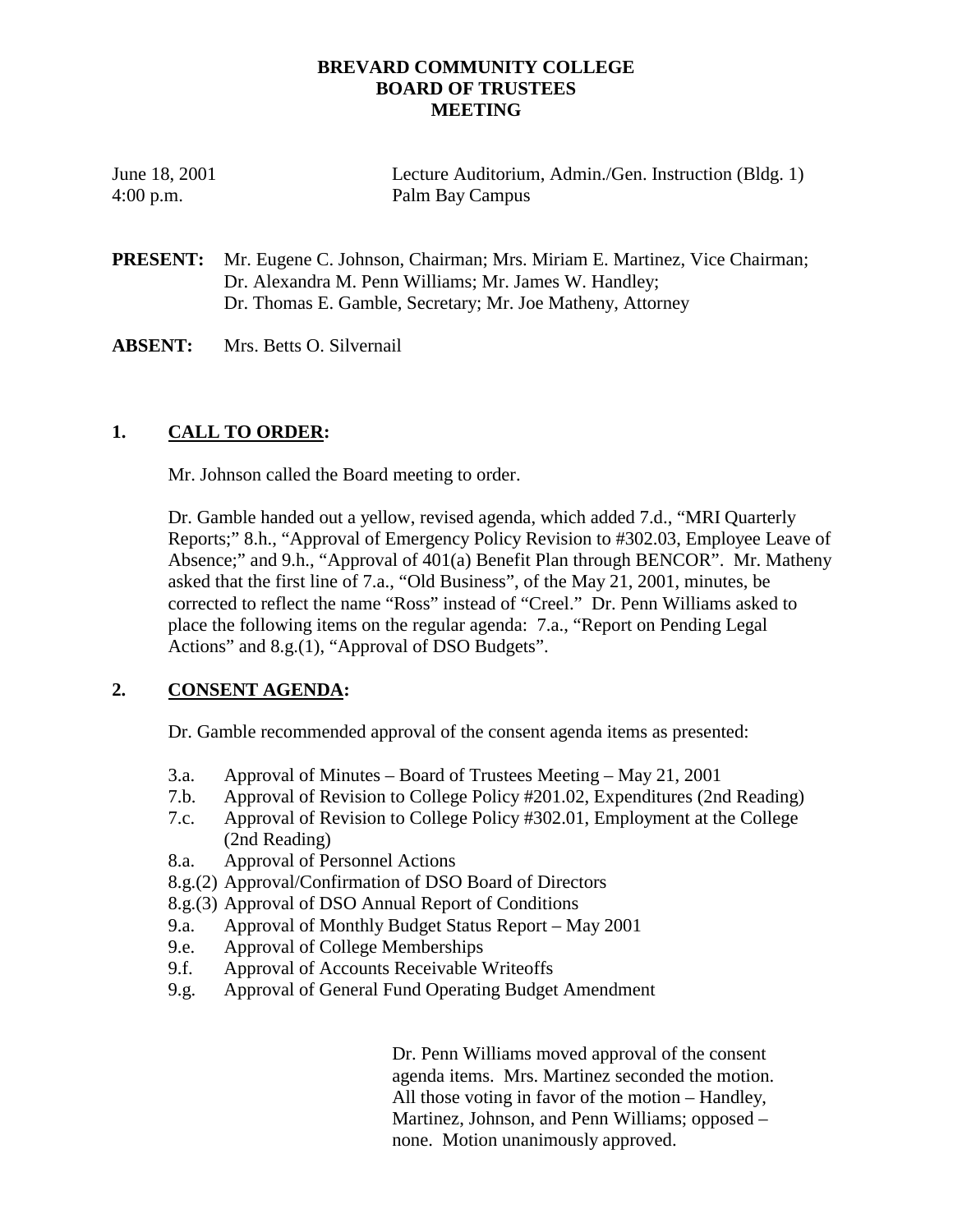# BREVARD COMMUNITY COLLEGE
# BOARD OF TRUSTEES
# MEETING

June 18, 2001
4:00 p.m.

Lecture Auditorium, Admin./Gen. Instruction (Bldg. 1)
Palm Bay Campus

**PRESENT:** Mr. Eugene C. Johnson, Chairman; Mrs. Miriam E. Martinez, Vice Chairman; Dr. Alexandra M. Penn Williams; Mr. James W. Handley; Dr. Thomas E. Gamble, Secretary; Mr. Joe Matheny, Attorney

**ABSENT:** Mrs. Betts O. Silvernail

## 1. CALL TO ORDER:

Mr. Johnson called the Board meeting to order.

Dr. Gamble handed out a yellow, revised agenda, which added 7.d., "MRI Quarterly Reports;" 8.h., "Approval of Emergency Policy Revision to #302.03, Employee Leave of Absence;" and 9.h., "Approval of 401(a) Benefit Plan through BENCOR". Mr. Matheny asked that the first line of 7.a., "Old Business", of the May 21, 2001, minutes, be corrected to reflect the name "Ross" instead of "Creel." Dr. Penn Williams asked to place the following items on the regular agenda: 7.a., "Report on Pending Legal Actions" and 8.g.(1), "Approval of DSO Budgets".

## 2. CONSENT AGENDA:

Dr. Gamble recommended approval of the consent agenda items as presented:

- 3.a. Approval of Minutes – Board of Trustees Meeting – May 21, 2001
- 7.b. Approval of Revision to College Policy #201.02, Expenditures (2nd Reading)
- 7.c. Approval of Revision to College Policy #302.01, Employment at the College (2nd Reading)
- 8.a. Approval of Personnel Actions
- 8.g.(2) Approval/Confirmation of DSO Board of Directors
- 8.g.(3) Approval of DSO Annual Report of Conditions
- 9.a. Approval of Monthly Budget Status Report – May 2001
- 9.e. Approval of College Memberships
- 9.f. Approval of Accounts Receivable Writeoffs
- 9.g. Approval of General Fund Operating Budget Amendment

Dr. Penn Williams moved approval of the consent agenda items. Mrs. Martinez seconded the motion. All those voting in favor of the motion – Handley, Martinez, Johnson, and Penn Williams; opposed – none. Motion unanimously approved.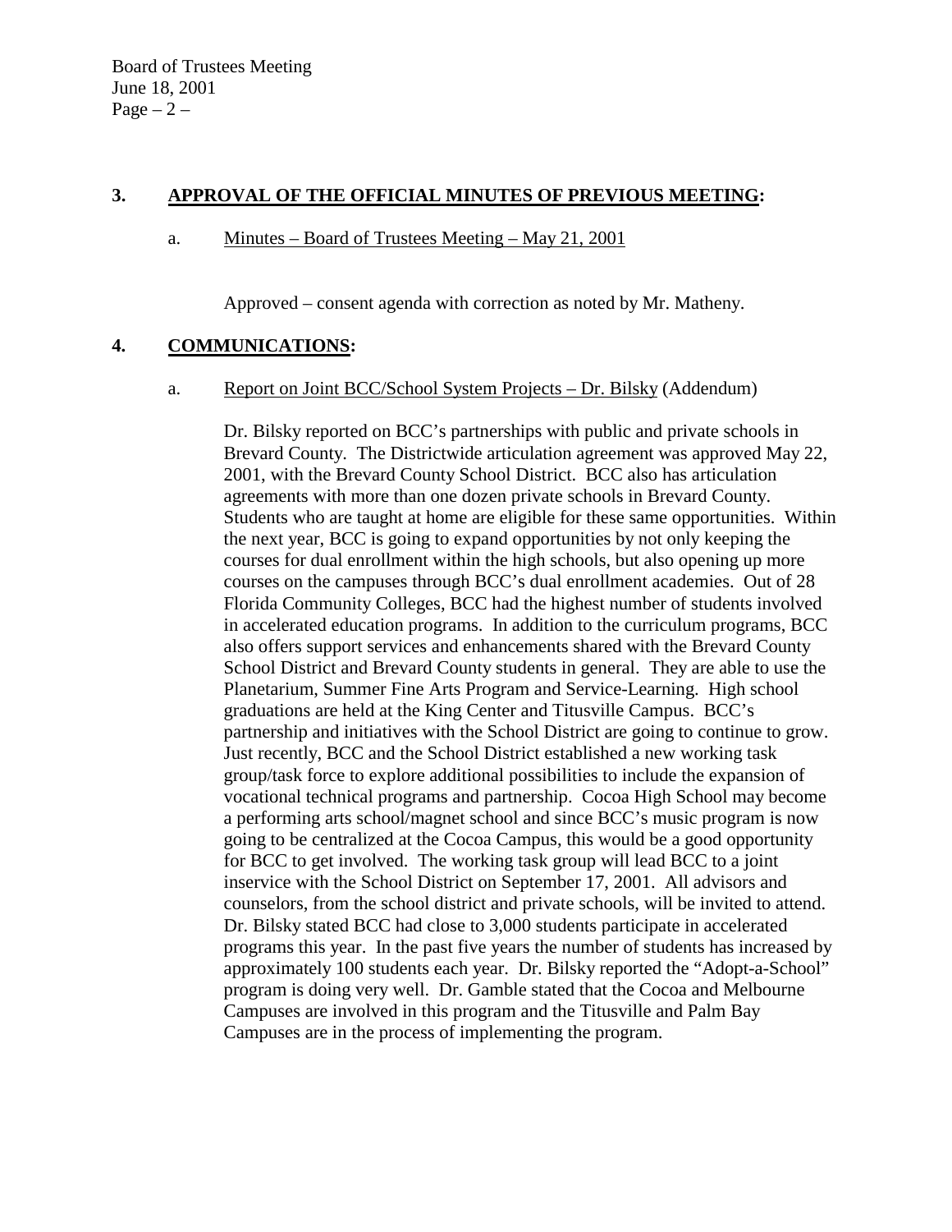**3. <u>APPROVAL OF THE OFFICIAL MINUTES OF PREVIOUS MEETING</u>:**

a. <u>Minutes – Board of Trustees Meeting – May 21, 2001</u>

Approved – consent agenda with correction as noted by Mr. Matheny.

**4. <u>COMMUNICATIONS</u>:**

a. <u>Report on Joint BCC/School System Projects – Dr. Bilsky</u> (Addendum)

Dr. Bilsky reported on BCC's partnerships with public and private schools in Brevard County. The Districtwide articulation agreement was approved May 22, 2001, with the Brevard County School District. BCC also has articulation agreements with more than one dozen private schools in Brevard County. Students who are taught at home are eligible for these same opportunities. Within the next year, BCC is going to expand opportunities by not only keeping the courses for dual enrollment within the high schools, but also opening up more courses on the campuses through BCC's dual enrollment academies. Out of 28 Florida Community Colleges, BCC had the highest number of students involved in accelerated education programs. In addition to the curriculum programs, BCC also offers support services and enhancements shared with the Brevard County School District and Brevard County students in general. They are able to use the Planetarium, Summer Fine Arts Program and Service-Learning. High school graduations are held at the King Center and Titusville Campus. BCC's partnership and initiatives with the School District are going to continue to grow. Just recently, BCC and the School District established a new working task group/task force to explore additional possibilities to include the expansion of vocational technical programs and partnership. Cocoa High School may become a performing arts school/magnet school and since BCC's music program is now going to be centralized at the Cocoa Campus, this would be a good opportunity for BCC to get involved. The working task group will lead BCC to a joint inservice with the School District on September 17, 2001. All advisors and counselors, from the school district and private schools, will be invited to attend. Dr. Bilsky stated BCC had close to 3,000 students participate in accelerated programs this year. In the past five years the number of students has increased by approximately 100 students each year. Dr. Bilsky reported the "Adopt-a-School" program is doing very well. Dr. Gamble stated that the Cocoa and Melbourne Campuses are involved in this program and the Titusville and Palm Bay Campuses are in the process of implementing the program.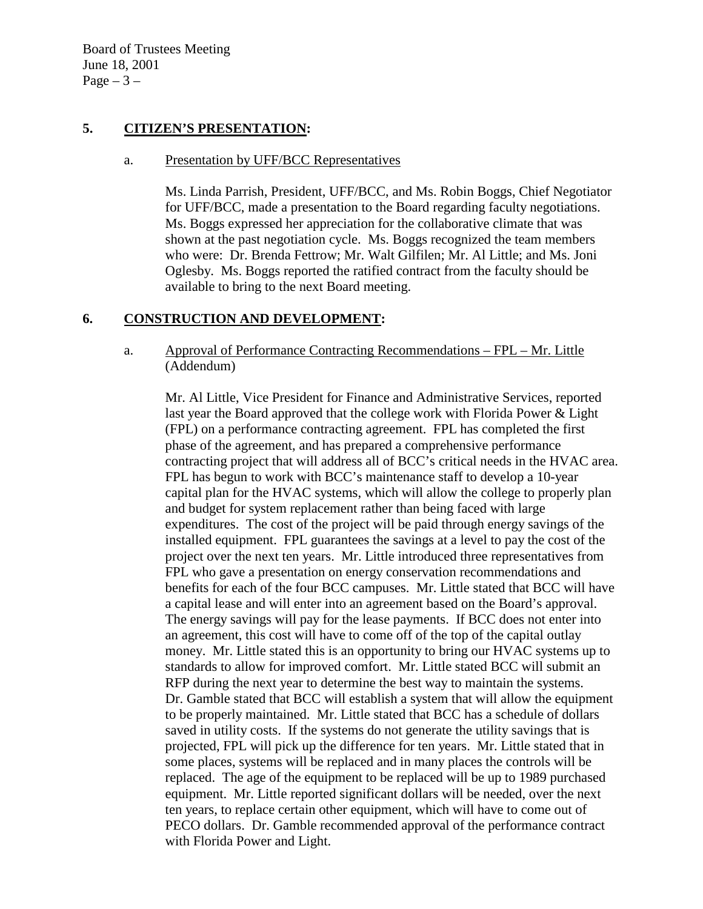## 5. CITIZEN'S PRESENTATION:

a. Presentation by UFF/BCC Representatives

Ms. Linda Parrish, President, UFF/BCC, and Ms. Robin Boggs, Chief Negotiator for UFF/BCC, made a presentation to the Board regarding faculty negotiations. Ms. Boggs expressed her appreciation for the collaborative climate that was shown at the past negotiation cycle. Ms. Boggs recognized the team members who were: Dr. Brenda Fettrow; Mr. Walt Gilfilen; Mr. Al Little; and Ms. Joni Oglesby. Ms. Boggs reported the ratified contract from the faculty should be available to bring to the next Board meeting.

## 6. CONSTRUCTION AND DEVELOPMENT:

a. Approval of Performance Contracting Recommendations – FPL – Mr. Little (Addendum)

Mr. Al Little, Vice President for Finance and Administrative Services, reported last year the Board approved that the college work with Florida Power & Light (FPL) on a performance contracting agreement. FPL has completed the first phase of the agreement, and has prepared a comprehensive performance contracting project that will address all of BCC's critical needs in the HVAC area. FPL has begun to work with BCC's maintenance staff to develop a 10-year capital plan for the HVAC systems, which will allow the college to properly plan and budget for system replacement rather than being faced with large expenditures. The cost of the project will be paid through energy savings of the installed equipment. FPL guarantees the savings at a level to pay the cost of the project over the next ten years. Mr. Little introduced three representatives from FPL who gave a presentation on energy conservation recommendations and benefits for each of the four BCC campuses. Mr. Little stated that BCC will have a capital lease and will enter into an agreement based on the Board's approval. The energy savings will pay for the lease payments. If BCC does not enter into an agreement, this cost will have to come off of the top of the capital outlay money. Mr. Little stated this is an opportunity to bring our HVAC systems up to standards to allow for improved comfort. Mr. Little stated BCC will submit an RFP during the next year to determine the best way to maintain the systems. Dr. Gamble stated that BCC will establish a system that will allow the equipment to be properly maintained. Mr. Little stated that BCC has a schedule of dollars saved in utility costs. If the systems do not generate the utility savings that is projected, FPL will pick up the difference for ten years. Mr. Little stated that in some places, systems will be replaced and in many places the controls will be replaced. The age of the equipment to be replaced will be up to 1989 purchased equipment. Mr. Little reported significant dollars will be needed, over the next ten years, to replace certain other equipment, which will have to come out of PECO dollars. Dr. Gamble recommended approval of the performance contract with Florida Power and Light.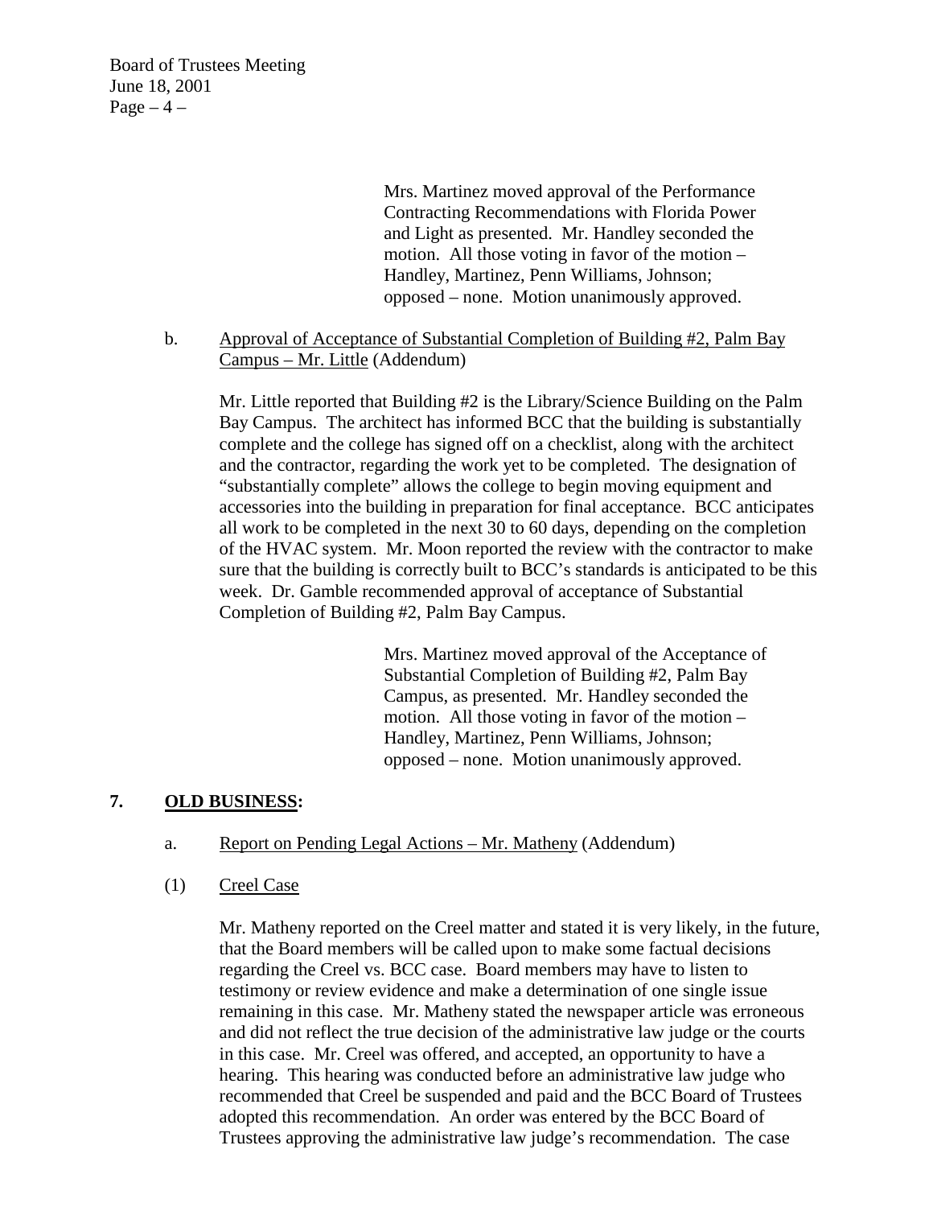Mrs. Martinez moved approval of the Performance Contracting Recommendations with Florida Power and Light as presented. Mr. Handley seconded the motion. All those voting in favor of the motion – Handley, Martinez, Penn Williams, Johnson; opposed – none. Motion unanimously approved.

b. Approval of Acceptance of Substantial Completion of Building #2, Palm Bay Campus – Mr. Little (Addendum)

Mr. Little reported that Building #2 is the Library/Science Building on the Palm Bay Campus. The architect has informed BCC that the building is substantially complete and the college has signed off on a checklist, along with the architect and the contractor, regarding the work yet to be completed. The designation of "substantially complete" allows the college to begin moving equipment and accessories into the building in preparation for final acceptance. BCC anticipates all work to be completed in the next 30 to 60 days, depending on the completion of the HVAC system. Mr. Moon reported the review with the contractor to make sure that the building is correctly built to BCC's standards is anticipated to be this week. Dr. Gamble recommended approval of acceptance of Substantial Completion of Building #2, Palm Bay Campus.

Mrs. Martinez moved approval of the Acceptance of Substantial Completion of Building #2, Palm Bay Campus, as presented. Mr. Handley seconded the motion. All those voting in favor of the motion – Handley, Martinez, Penn Williams, Johnson; opposed – none. Motion unanimously approved.

## 7. OLD BUSINESS:

a. Report on Pending Legal Actions – Mr. Matheny (Addendum)

(1) Creel Case

Mr. Matheny reported on the Creel matter and stated it is very likely, in the future, that the Board members will be called upon to make some factual decisions regarding the Creel vs. BCC case. Board members may have to listen to testimony or review evidence and make a determination of one single issue remaining in this case. Mr. Matheny stated the newspaper article was erroneous and did not reflect the true decision of the administrative law judge or the courts in this case. Mr. Creel was offered, and accepted, an opportunity to have a hearing. This hearing was conducted before an administrative law judge who recommended that Creel be suspended and paid and the BCC Board of Trustees adopted this recommendation. An order was entered by the BCC Board of Trustees approving the administrative law judge's recommendation. The case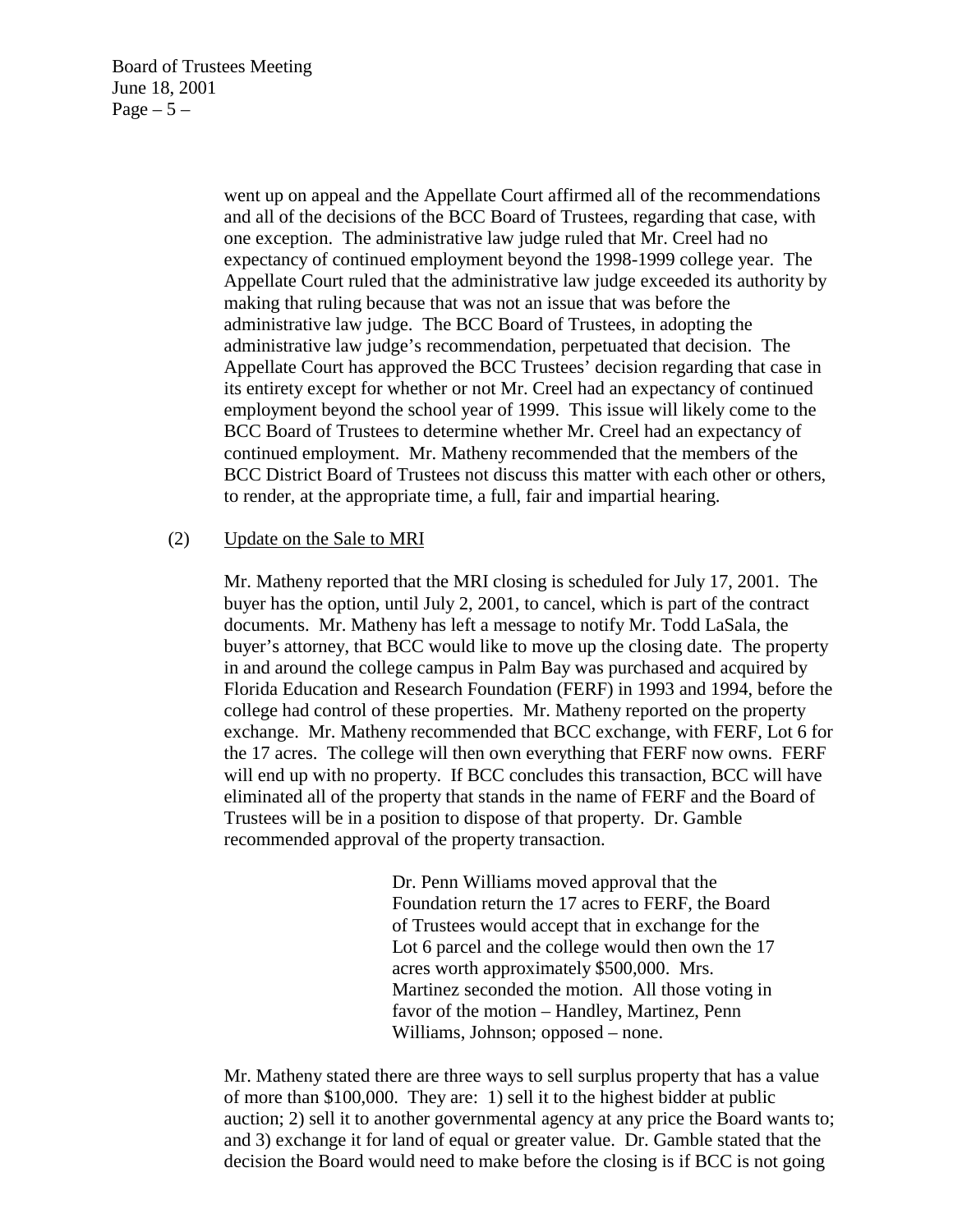went up on appeal and the Appellate Court affirmed all of the recommendations and all of the decisions of the BCC Board of Trustees, regarding that case, with one exception. The administrative law judge ruled that Mr. Creel had no expectancy of continued employment beyond the 1998-1999 college year. The Appellate Court ruled that the administrative law judge exceeded its authority by making that ruling because that was not an issue that was before the administrative law judge. The BCC Board of Trustees, in adopting the administrative law judge's recommendation, perpetuated that decision. The Appellate Court has approved the BCC Trustees' decision regarding that case in its entirety except for whether or not Mr. Creel had an expectancy of continued employment beyond the school year of 1999. This issue will likely come to the BCC Board of Trustees to determine whether Mr. Creel had an expectancy of continued employment. Mr. Matheny recommended that the members of the BCC District Board of Trustees not discuss this matter with each other or others, to render, at the appropriate time, a full, fair and impartial hearing.

(2) Update on the Sale to MRI

Mr. Matheny reported that the MRI closing is scheduled for July 17, 2001. The buyer has the option, until July 2, 2001, to cancel, which is part of the contract documents. Mr. Matheny has left a message to notify Mr. Todd LaSala, the buyer's attorney, that BCC would like to move up the closing date. The property in and around the college campus in Palm Bay was purchased and acquired by Florida Education and Research Foundation (FERF) in 1993 and 1994, before the college had control of these properties. Mr. Matheny reported on the property exchange. Mr. Matheny recommended that BCC exchange, with FERF, Lot 6 for the 17 acres. The college will then own everything that FERF now owns. FERF will end up with no property. If BCC concludes this transaction, BCC will have eliminated all of the property that stands in the name of FERF and the Board of Trustees will be in a position to dispose of that property. Dr. Gamble recommended approval of the property transaction.

> Dr. Penn Williams moved approval that the Foundation return the 17 acres to FERF, the Board of Trustees would accept that in exchange for the Lot 6 parcel and the college would then own the 17 acres worth approximately $500,000. Mrs. Martinez seconded the motion. All those voting in favor of the motion – Handley, Martinez, Penn Williams, Johnson; opposed – none.

Mr. Matheny stated there are three ways to sell surplus property that has a value of more than $100,000. They are: 1) sell it to the highest bidder at public auction; 2) sell it to another governmental agency at any price the Board wants to; and 3) exchange it for land of equal or greater value. Dr. Gamble stated that the decision the Board would need to make before the closing is if BCC is not going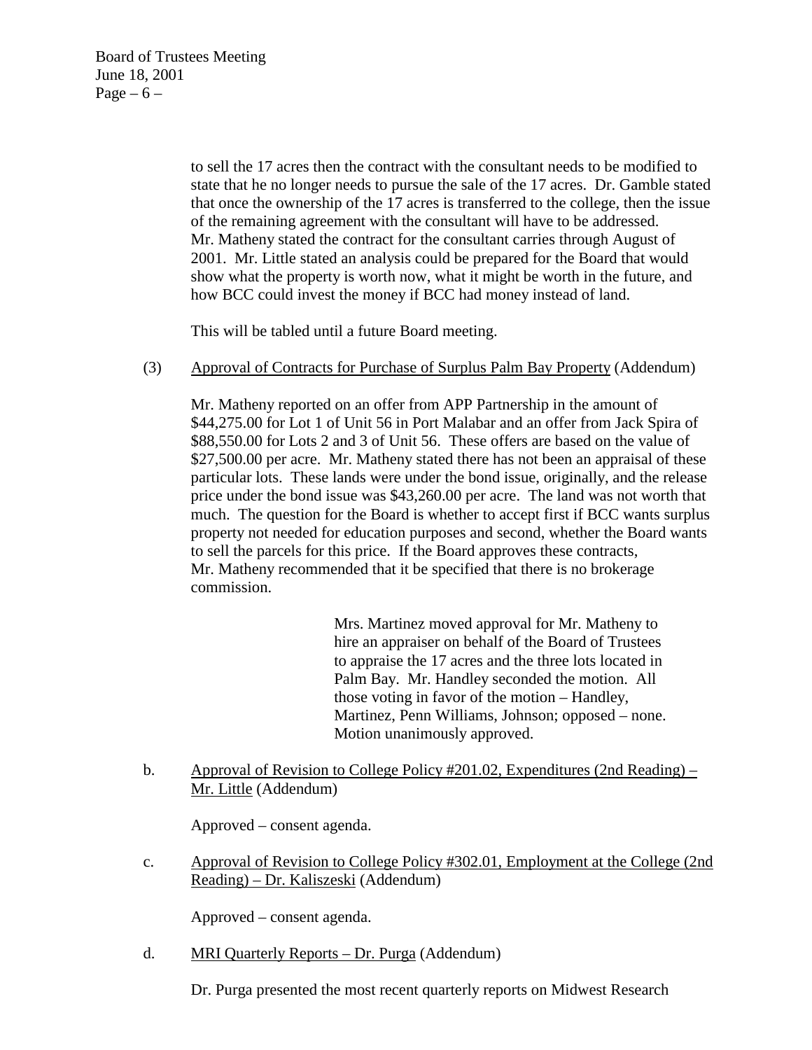to sell the 17 acres then the contract with the consultant needs to be modified to state that he no longer needs to pursue the sale of the 17 acres. Dr. Gamble stated that once the ownership of the 17 acres is transferred to the college, then the issue of the remaining agreement with the consultant will have to be addressed. Mr. Matheny stated the contract for the consultant carries through August of 2001. Mr. Little stated an analysis could be prepared for the Board that would show what the property is worth now, what it might be worth in the future, and how BCC could invest the money if BCC had money instead of land.

This will be tabled until a future Board meeting.

(3) Approval of Contracts for Purchase of Surplus Palm Bay Property (Addendum)

Mr. Matheny reported on an offer from APP Partnership in the amount of $44,275.00 for Lot 1 of Unit 56 in Port Malabar and an offer from Jack Spira of $88,550.00 for Lots 2 and 3 of Unit 56. These offers are based on the value of $27,500.00 per acre. Mr. Matheny stated there has not been an appraisal of these particular lots. These lands were under the bond issue, originally, and the release price under the bond issue was $43,260.00 per acre. The land was not worth that much. The question for the Board is whether to accept first if BCC wants surplus property not needed for education purposes and second, whether the Board wants to sell the parcels for this price. If the Board approves these contracts, Mr. Matheny recommended that it be specified that there is no brokerage commission.

> Mrs. Martinez moved approval for Mr. Matheny to hire an appraiser on behalf of the Board of Trustees to appraise the 17 acres and the three lots located in Palm Bay. Mr. Handley seconded the motion. All those voting in favor of the motion – Handley, Martinez, Penn Williams, Johnson; opposed – none. Motion unanimously approved.

b. Approval of Revision to College Policy #201.02, Expenditures (2nd Reading) – Mr. Little (Addendum)

Approved – consent agenda.

c. Approval of Revision to College Policy #302.01, Employment at the College (2nd Reading) – Dr. Kaliszeski (Addendum)

Approved – consent agenda.

d. MRI Quarterly Reports – Dr. Purga (Addendum)

Dr. Purga presented the most recent quarterly reports on Midwest Research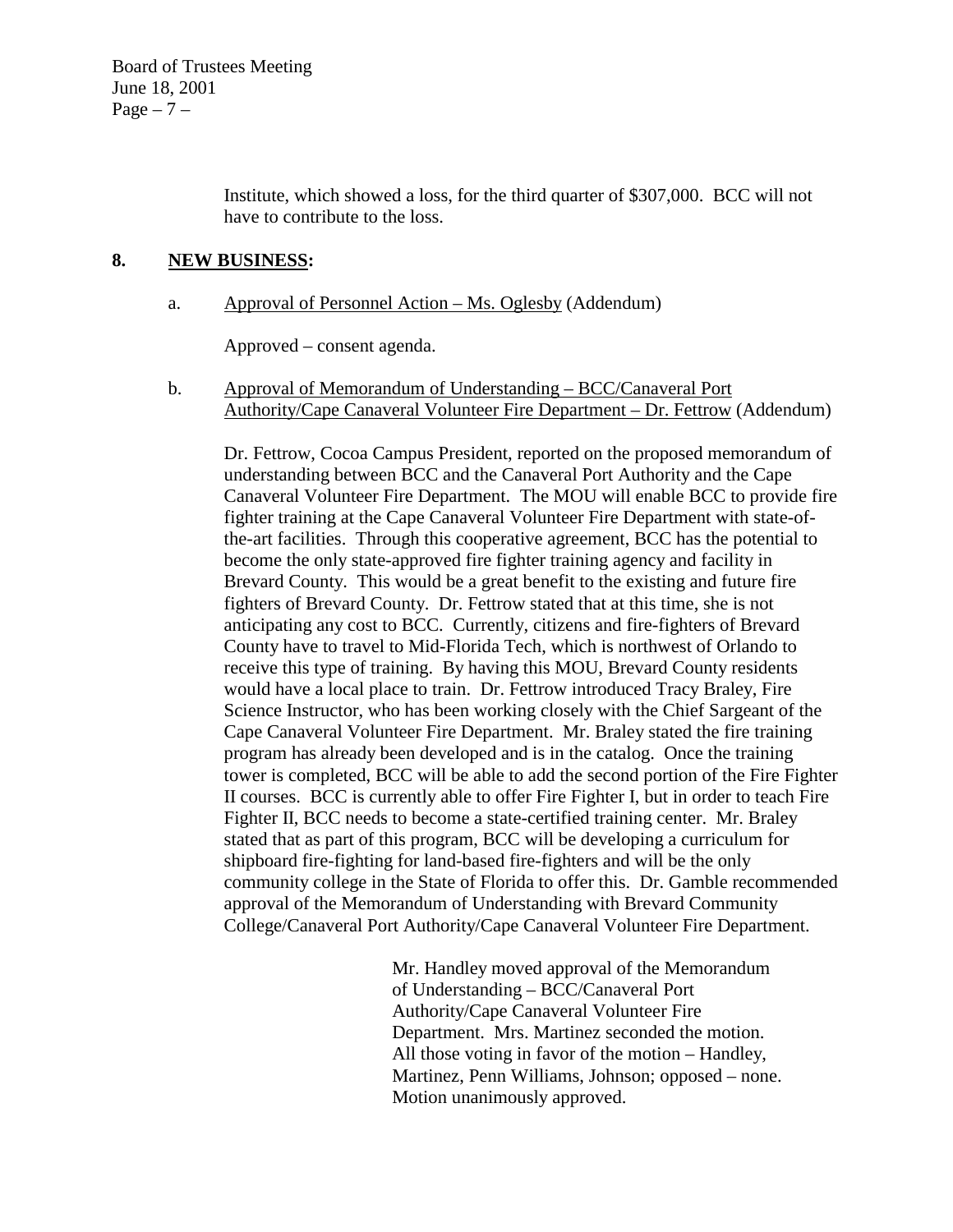Institute, which showed a loss, for the third quarter of $307,000. BCC will not have to contribute to the loss.

**8. NEW BUSINESS:**

a. Approval of Personnel Action – Ms. Oglesby (Addendum)

Approved – consent agenda.

b. Approval of Memorandum of Understanding – BCC/Canaveral Port Authority/Cape Canaveral Volunteer Fire Department – Dr. Fettrow (Addendum)

Dr. Fettrow, Cocoa Campus President, reported on the proposed memorandum of understanding between BCC and the Canaveral Port Authority and the Cape Canaveral Volunteer Fire Department. The MOU will enable BCC to provide fire fighter training at the Cape Canaveral Volunteer Fire Department with state-of-the-art facilities. Through this cooperative agreement, BCC has the potential to become the only state-approved fire fighter training agency and facility in Brevard County. This would be a great benefit to the existing and future fire fighters of Brevard County. Dr. Fettrow stated that at this time, she is not anticipating any cost to BCC. Currently, citizens and fire-fighters of Brevard County have to travel to Mid-Florida Tech, which is northwest of Orlando to receive this type of training. By having this MOU, Brevard County residents would have a local place to train. Dr. Fettrow introduced Tracy Braley, Fire Science Instructor, who has been working closely with the Chief Sargeant of the Cape Canaveral Volunteer Fire Department. Mr. Braley stated the fire training program has already been developed and is in the catalog. Once the training tower is completed, BCC will be able to add the second portion of the Fire Fighter II courses. BCC is currently able to offer Fire Fighter I, but in order to teach Fire Fighter II, BCC needs to become a state-certified training center. Mr. Braley stated that as part of this program, BCC will be developing a curriculum for shipboard fire-fighting for land-based fire-fighters and will be the only community college in the State of Florida to offer this. Dr. Gamble recommended approval of the Memorandum of Understanding with Brevard Community College/Canaveral Port Authority/Cape Canaveral Volunteer Fire Department.

> Mr. Handley moved approval of the Memorandum of Understanding – BCC/Canaveral Port Authority/Cape Canaveral Volunteer Fire Department. Mrs. Martinez seconded the motion. All those voting in favor of the motion – Handley, Martinez, Penn Williams, Johnson; opposed – none. Motion unanimously approved.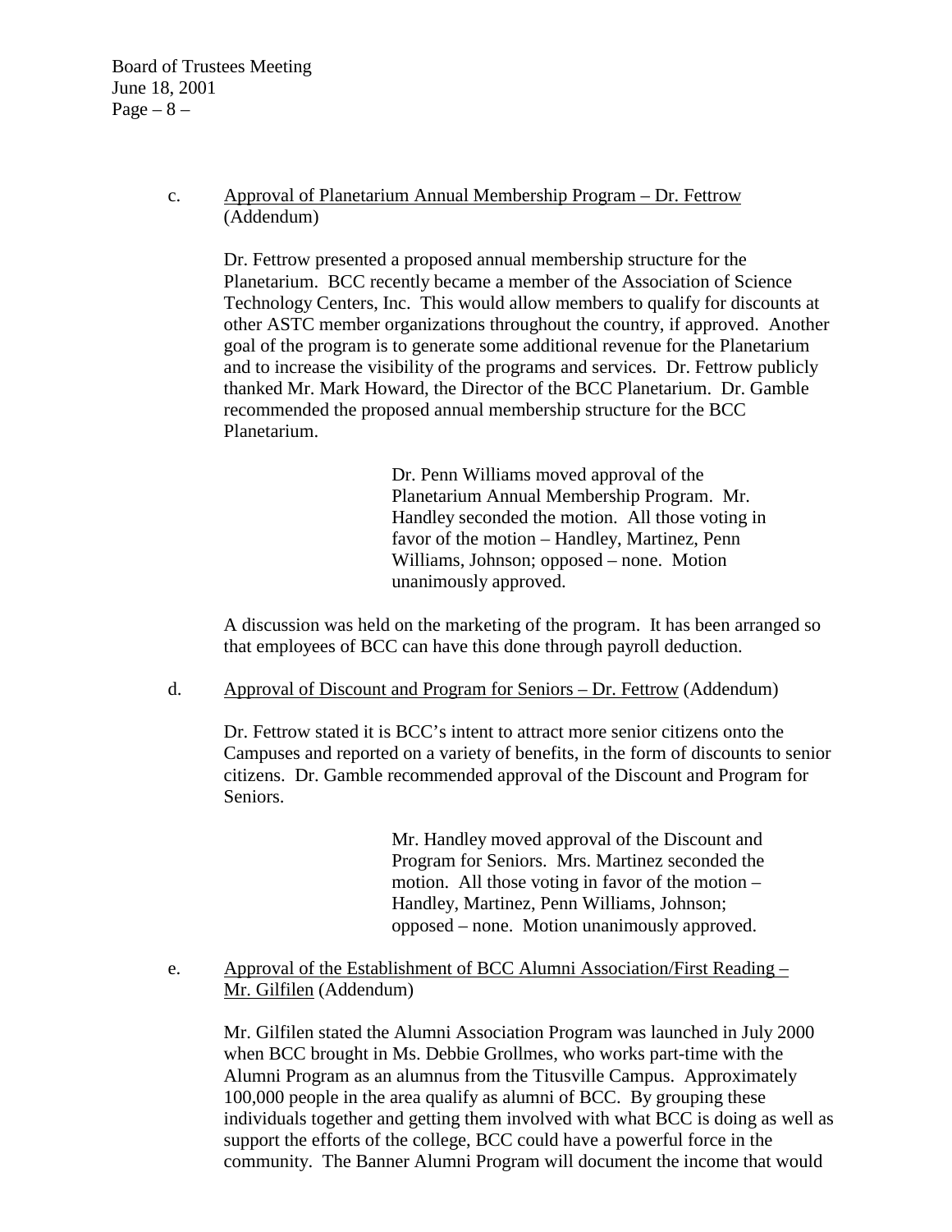c. <u>Approval of Planetarium Annual Membership Program – Dr. Fettrow</u> (Addendum)

Dr. Fettrow presented a proposed annual membership structure for the Planetarium. BCC recently became a member of the Association of Science Technology Centers, Inc. This would allow members to qualify for discounts at other ASTC member organizations throughout the country, if approved. Another goal of the program is to generate some additional revenue for the Planetarium and to increase the visibility of the programs and services. Dr. Fettrow publicly thanked Mr. Mark Howard, the Director of the BCC Planetarium. Dr. Gamble recommended the proposed annual membership structure for the BCC Planetarium.

> Dr. Penn Williams moved approval of the Planetarium Annual Membership Program. Mr. Handley seconded the motion. All those voting in favor of the motion – Handley, Martinez, Penn Williams, Johnson; opposed – none. Motion unanimously approved.

A discussion was held on the marketing of the program. It has been arranged so that employees of BCC can have this done through payroll deduction.

d. <u>Approval of Discount and Program for Seniors – Dr. Fettrow</u> (Addendum)

Dr. Fettrow stated it is BCC's intent to attract more senior citizens onto the Campuses and reported on a variety of benefits, in the form of discounts to senior citizens. Dr. Gamble recommended approval of the Discount and Program for Seniors.

> Mr. Handley moved approval of the Discount and Program for Seniors. Mrs. Martinez seconded the motion. All those voting in favor of the motion – Handley, Martinez, Penn Williams, Johnson; opposed – none. Motion unanimously approved.

e. <u>Approval of the Establishment of BCC Alumni Association/First Reading – Mr. Gilfilen</u> (Addendum)

Mr. Gilfilen stated the Alumni Association Program was launched in July 2000 when BCC brought in Ms. Debbie Grollmes, who works part-time with the Alumni Program as an alumnus from the Titusville Campus. Approximately 100,000 people in the area qualify as alumni of BCC. By grouping these individuals together and getting them involved with what BCC is doing as well as support the efforts of the college, BCC could have a powerful force in the community. The Banner Alumni Program will document the income that would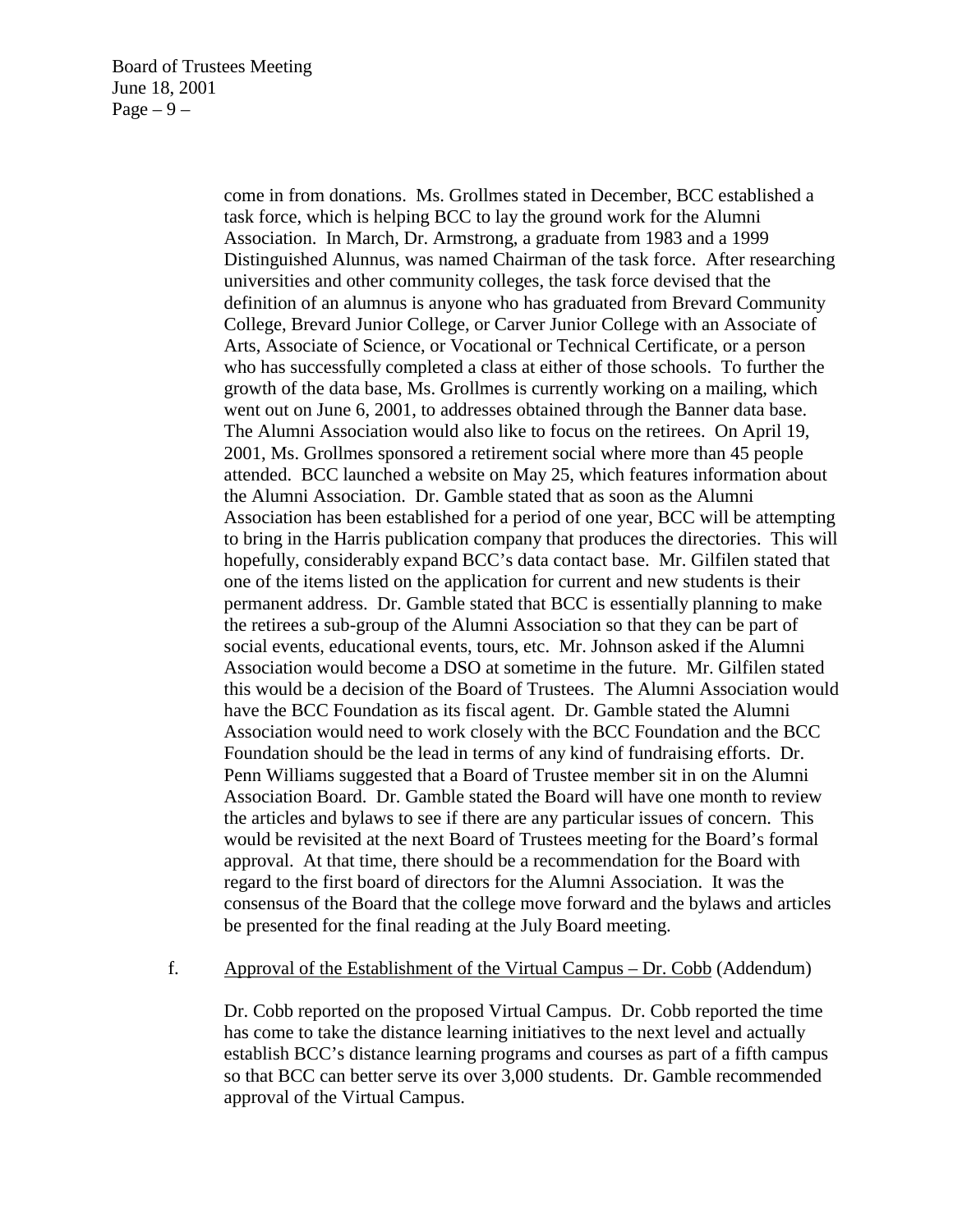come in from donations. Ms. Grollmes stated in December, BCC established a task force, which is helping BCC to lay the ground work for the Alumni Association. In March, Dr. Armstrong, a graduate from 1983 and a 1999 Distinguished Alunnus, was named Chairman of the task force. After researching universities and other community colleges, the task force devised that the definition of an alumnus is anyone who has graduated from Brevard Community College, Brevard Junior College, or Carver Junior College with an Associate of Arts, Associate of Science, or Vocational or Technical Certificate, or a person who has successfully completed a class at either of those schools. To further the growth of the data base, Ms. Grollmes is currently working on a mailing, which went out on June 6, 2001, to addresses obtained through the Banner data base. The Alumni Association would also like to focus on the retirees. On April 19, 2001, Ms. Grollmes sponsored a retirement social where more than 45 people attended. BCC launched a website on May 25, which features information about the Alumni Association. Dr. Gamble stated that as soon as the Alumni Association has been established for a period of one year, BCC will be attempting to bring in the Harris publication company that produces the directories. This will hopefully, considerably expand BCC's data contact base. Mr. Gilfilen stated that one of the items listed on the application for current and new students is their permanent address. Dr. Gamble stated that BCC is essentially planning to make the retirees a sub-group of the Alumni Association so that they can be part of social events, educational events, tours, etc. Mr. Johnson asked if the Alumni Association would become a DSO at sometime in the future. Mr. Gilfilen stated this would be a decision of the Board of Trustees. The Alumni Association would have the BCC Foundation as its fiscal agent. Dr. Gamble stated the Alumni Association would need to work closely with the BCC Foundation and the BCC Foundation should be the lead in terms of any kind of fundraising efforts. Dr. Penn Williams suggested that a Board of Trustee member sit in on the Alumni Association Board. Dr. Gamble stated the Board will have one month to review the articles and bylaws to see if there are any particular issues of concern. This would be revisited at the next Board of Trustees meeting for the Board's formal approval. At that time, there should be a recommendation for the Board with regard to the first board of directors for the Alumni Association. It was the consensus of the Board that the college move forward and the bylaws and articles be presented for the final reading at the July Board meeting.

f. Approval of the Establishment of the Virtual Campus – Dr. Cobb (Addendum)

Dr. Cobb reported on the proposed Virtual Campus. Dr. Cobb reported the time has come to take the distance learning initiatives to the next level and actually establish BCC's distance learning programs and courses as part of a fifth campus so that BCC can better serve its over 3,000 students. Dr. Gamble recommended approval of the Virtual Campus.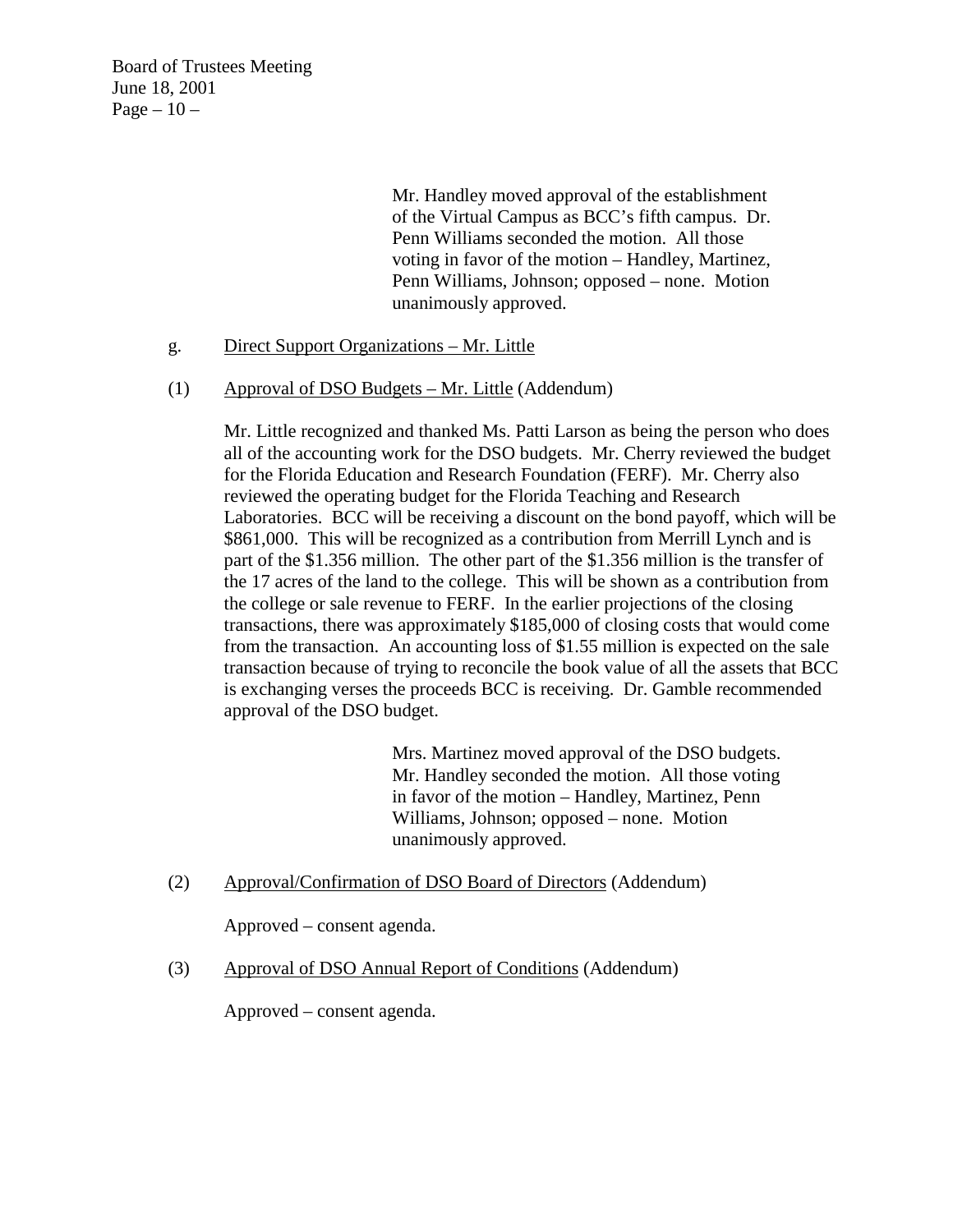Mr. Handley moved approval of the establishment of the Virtual Campus as BCC's fifth campus. Dr. Penn Williams seconded the motion. All those voting in favor of the motion – Handley, Martinez, Penn Williams, Johnson; opposed – none. Motion unanimously approved.

g. Direct Support Organizations – Mr. Little

(1) Approval of DSO Budgets – Mr. Little (Addendum)

Mr. Little recognized and thanked Ms. Patti Larson as being the person who does all of the accounting work for the DSO budgets. Mr. Cherry reviewed the budget for the Florida Education and Research Foundation (FERF). Mr. Cherry also reviewed the operating budget for the Florida Teaching and Research Laboratories. BCC will be receiving a discount on the bond payoff, which will be $861,000. This will be recognized as a contribution from Merrill Lynch and is part of the $1.356 million. The other part of the $1.356 million is the transfer of the 17 acres of the land to the college. This will be shown as a contribution from the college or sale revenue to FERF. In the earlier projections of the closing transactions, there was approximately $185,000 of closing costs that would come from the transaction. An accounting loss of $1.55 million is expected on the sale transaction because of trying to reconcile the book value of all the assets that BCC is exchanging verses the proceeds BCC is receiving. Dr. Gamble recommended approval of the DSO budget.

Mrs. Martinez moved approval of the DSO budgets. Mr. Handley seconded the motion. All those voting in favor of the motion – Handley, Martinez, Penn Williams, Johnson; opposed – none. Motion unanimously approved.

(2) Approval/Confirmation of DSO Board of Directors (Addendum)

Approved – consent agenda.

(3) Approval of DSO Annual Report of Conditions (Addendum)

Approved – consent agenda.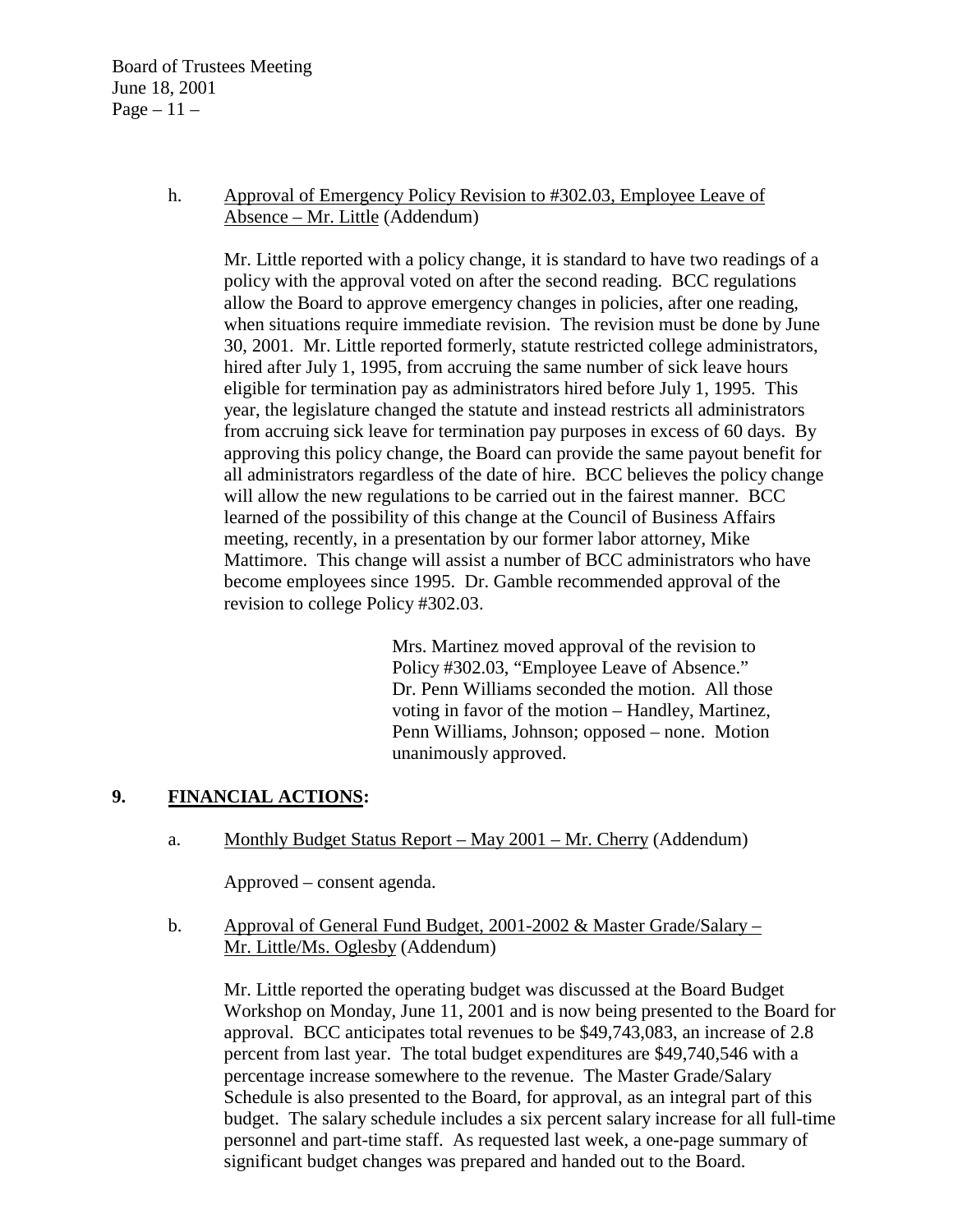h. <u>Approval of Emergency Policy Revision to #302.03, Employee Leave of Absence – Mr. Little</u> (Addendum)

Mr. Little reported with a policy change, it is standard to have two readings of a policy with the approval voted on after the second reading. BCC regulations allow the Board to approve emergency changes in policies, after one reading, when situations require immediate revision. The revision must be done by June 30, 2001. Mr. Little reported formerly, statute restricted college administrators, hired after July 1, 1995, from accruing the same number of sick leave hours eligible for termination pay as administrators hired before July 1, 1995. This year, the legislature changed the statute and instead restricts all administrators from accruing sick leave for termination pay purposes in excess of 60 days. By approving this policy change, the Board can provide the same payout benefit for all administrators regardless of the date of hire. BCC believes the policy change will allow the new regulations to be carried out in the fairest manner. BCC learned of the possibility of this change at the Council of Business Affairs meeting, recently, in a presentation by our former labor attorney, Mike Mattimore. This change will assist a number of BCC administrators who have become employees since 1995. Dr. Gamble recommended approval of the revision to college Policy #302.03.

> Mrs. Martinez moved approval of the revision to Policy #302.03, "Employee Leave of Absence." Dr. Penn Williams seconded the motion. All those voting in favor of the motion – Handley, Martinez, Penn Williams, Johnson; opposed – none. Motion unanimously approved.

## 9. FINANCIAL ACTIONS:

a. <u>Monthly Budget Status Report – May 2001 – Mr. Cherry</u> (Addendum)

Approved – consent agenda.

b. <u>Approval of General Fund Budget, 2001-2002 & Master Grade/Salary – Mr. Little/Ms. Oglesby</u> (Addendum)

Mr. Little reported the operating budget was discussed at the Board Budget Workshop on Monday, June 11, 2001 and is now being presented to the Board for approval. BCC anticipates total revenues to be $49,743,083, an increase of 2.8 percent from last year. The total budget expenditures are $49,740,546 with a percentage increase somewhere to the revenue. The Master Grade/Salary Schedule is also presented to the Board, for approval, as an integral part of this budget. The salary schedule includes a six percent salary increase for all full-time personnel and part-time staff. As requested last week, a one-page summary of significant budget changes was prepared and handed out to the Board.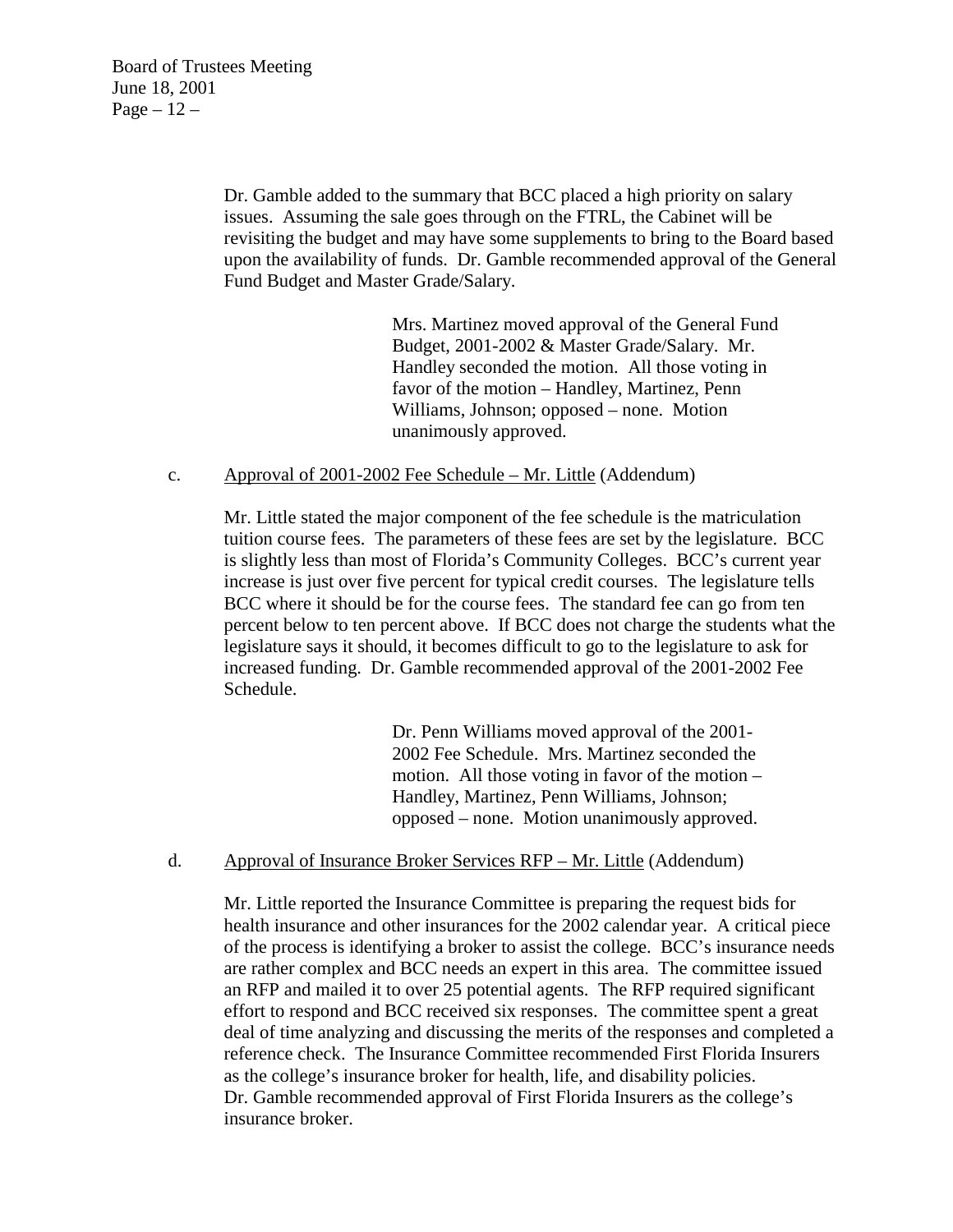Dr. Gamble added to the summary that BCC placed a high priority on salary issues. Assuming the sale goes through on the FTRL, the Cabinet will be revisiting the budget and may have some supplements to bring to the Board based upon the availability of funds. Dr. Gamble recommended approval of the General Fund Budget and Master Grade/Salary.

> Mrs. Martinez moved approval of the General Fund Budget, 2001-2002 & Master Grade/Salary. Mr. Handley seconded the motion. All those voting in favor of the motion – Handley, Martinez, Penn Williams, Johnson; opposed – none. Motion unanimously approved.

c. <u>Approval of 2001-2002 Fee Schedule – Mr. Little</u> (Addendum)

Mr. Little stated the major component of the fee schedule is the matriculation tuition course fees. The parameters of these fees are set by the legislature. BCC is slightly less than most of Florida's Community Colleges. BCC's current year increase is just over five percent for typical credit courses. The legislature tells BCC where it should be for the course fees. The standard fee can go from ten percent below to ten percent above. If BCC does not charge the students what the legislature says it should, it becomes difficult to go to the legislature to ask for increased funding. Dr. Gamble recommended approval of the 2001-2002 Fee Schedule.

> Dr. Penn Williams moved approval of the 2001-2002 Fee Schedule. Mrs. Martinez seconded the motion. All those voting in favor of the motion – Handley, Martinez, Penn Williams, Johnson; opposed – none. Motion unanimously approved.

d. <u>Approval of Insurance Broker Services RFP – Mr. Little</u> (Addendum)

Mr. Little reported the Insurance Committee is preparing the request bids for health insurance and other insurances for the 2002 calendar year. A critical piece of the process is identifying a broker to assist the college. BCC's insurance needs are rather complex and BCC needs an expert in this area. The committee issued an RFP and mailed it to over 25 potential agents. The RFP required significant effort to respond and BCC received six responses. The committee spent a great deal of time analyzing and discussing the merits of the responses and completed a reference check. The Insurance Committee recommended First Florida Insurers as the college's insurance broker for health, life, and disability policies. Dr. Gamble recommended approval of First Florida Insurers as the college's insurance broker.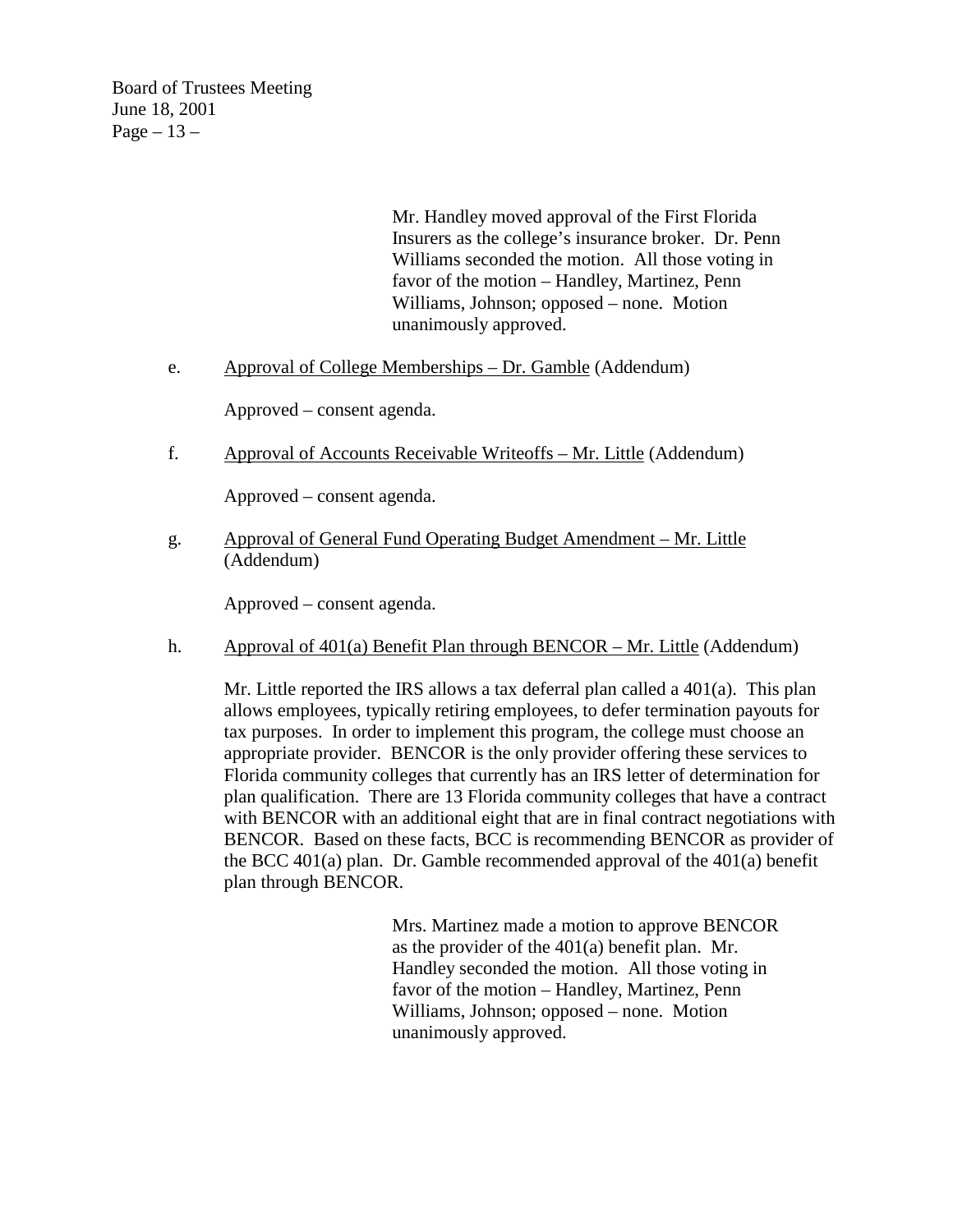Mr. Handley moved approval of the First Florida Insurers as the college's insurance broker. Dr. Penn Williams seconded the motion. All those voting in favor of the motion – Handley, Martinez, Penn Williams, Johnson; opposed – none. Motion unanimously approved.

e. Approval of College Memberships – Dr. Gamble (Addendum)

Approved – consent agenda.

f. Approval of Accounts Receivable Writeoffs – Mr. Little (Addendum)

Approved – consent agenda.

g. Approval of General Fund Operating Budget Amendment – Mr. Little (Addendum)

Approved – consent agenda.

h. Approval of 401(a) Benefit Plan through BENCOR – Mr. Little (Addendum)

Mr. Little reported the IRS allows a tax deferral plan called a 401(a). This plan allows employees, typically retiring employees, to defer termination payouts for tax purposes. In order to implement this program, the college must choose an appropriate provider. BENCOR is the only provider offering these services to Florida community colleges that currently has an IRS letter of determination for plan qualification. There are 13 Florida community colleges that have a contract with BENCOR with an additional eight that are in final contract negotiations with BENCOR. Based on these facts, BCC is recommending BENCOR as provider of the BCC 401(a) plan. Dr. Gamble recommended approval of the 401(a) benefit plan through BENCOR.

Mrs. Martinez made a motion to approve BENCOR as the provider of the 401(a) benefit plan. Mr. Handley seconded the motion. All those voting in favor of the motion – Handley, Martinez, Penn Williams, Johnson; opposed – none. Motion unanimously approved.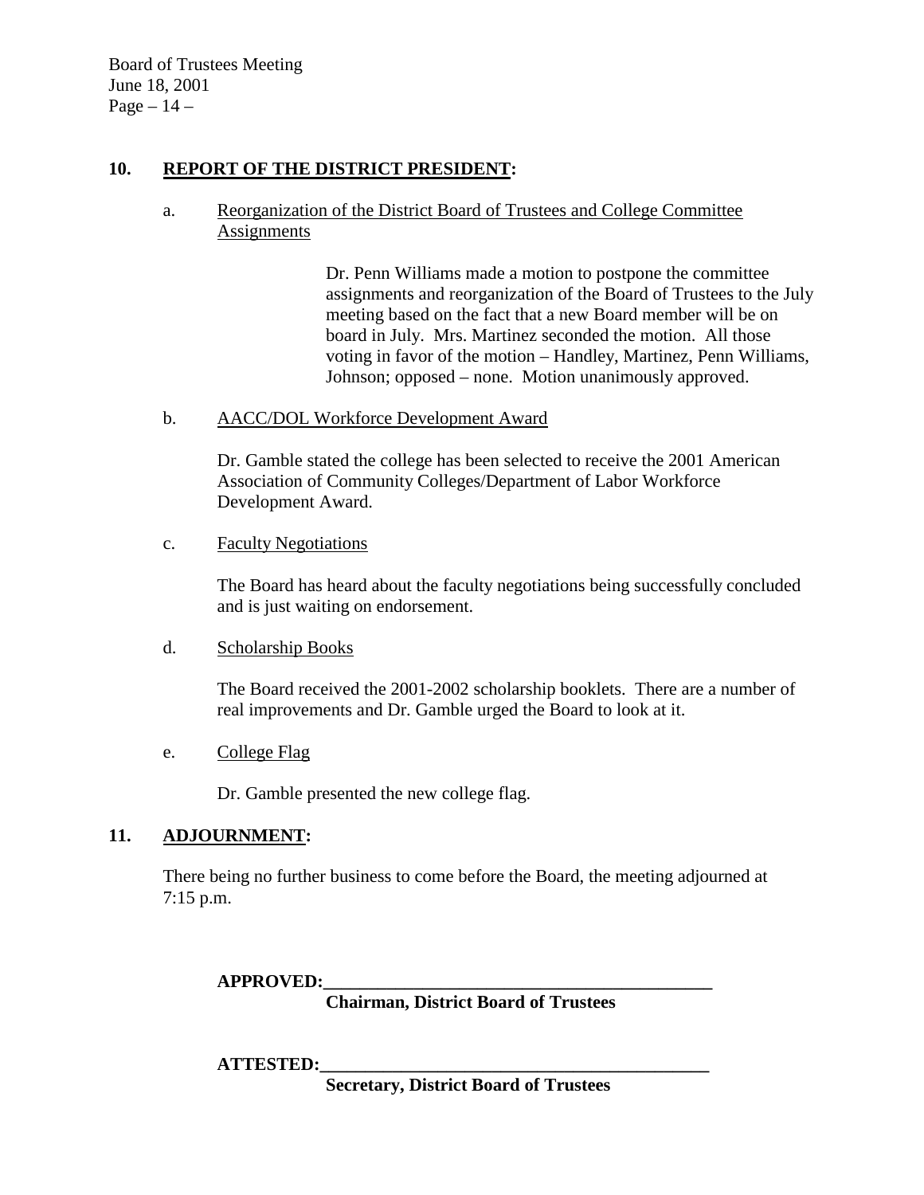## 10. **REPORT OF THE DISTRICT PRESIDENT:**

a. Reorganization of the District Board of Trustees and College Committee Assignments

Dr. Penn Williams made a motion to postpone the committee assignments and reorganization of the Board of Trustees to the July meeting based on the fact that a new Board member will be on board in July. Mrs. Martinez seconded the motion. All those voting in favor of the motion – Handley, Martinez, Penn Williams, Johnson; opposed – none. Motion unanimously approved.

b. AACC/DOL Workforce Development Award

Dr. Gamble stated the college has been selected to receive the 2001 American Association of Community Colleges/Department of Labor Workforce Development Award.

c. Faculty Negotiations

The Board has heard about the faculty negotiations being successfully concluded and is just waiting on endorsement.

d. Scholarship Books

The Board received the 2001-2002 scholarship booklets. There are a number of real improvements and Dr. Gamble urged the Board to look at it.

e. College Flag

Dr. Gamble presented the new college flag.

## 11. **ADJOURNMENT:**

There being no further business to come before the Board, the meeting adjourned at 7:15 p.m.

**APPROVED:**\_\_\_\_\_\_\_\_\_\_\_\_\_\_\_\_\_\_\_\_\_\_\_\_\_\_\_\_\_\_\_\_\_\_\_\_\_\_\_\_\_\_\_\_
**Chairman, District Board of Trustees**

**ATTESTED:**\_\_\_\_\_\_\_\_\_\_\_\_\_\_\_\_\_\_\_\_\_\_\_\_\_\_\_\_\_\_\_\_\_\_\_\_\_\_\_\_\_\_\_\_
**Secretary, District Board of Trustees**